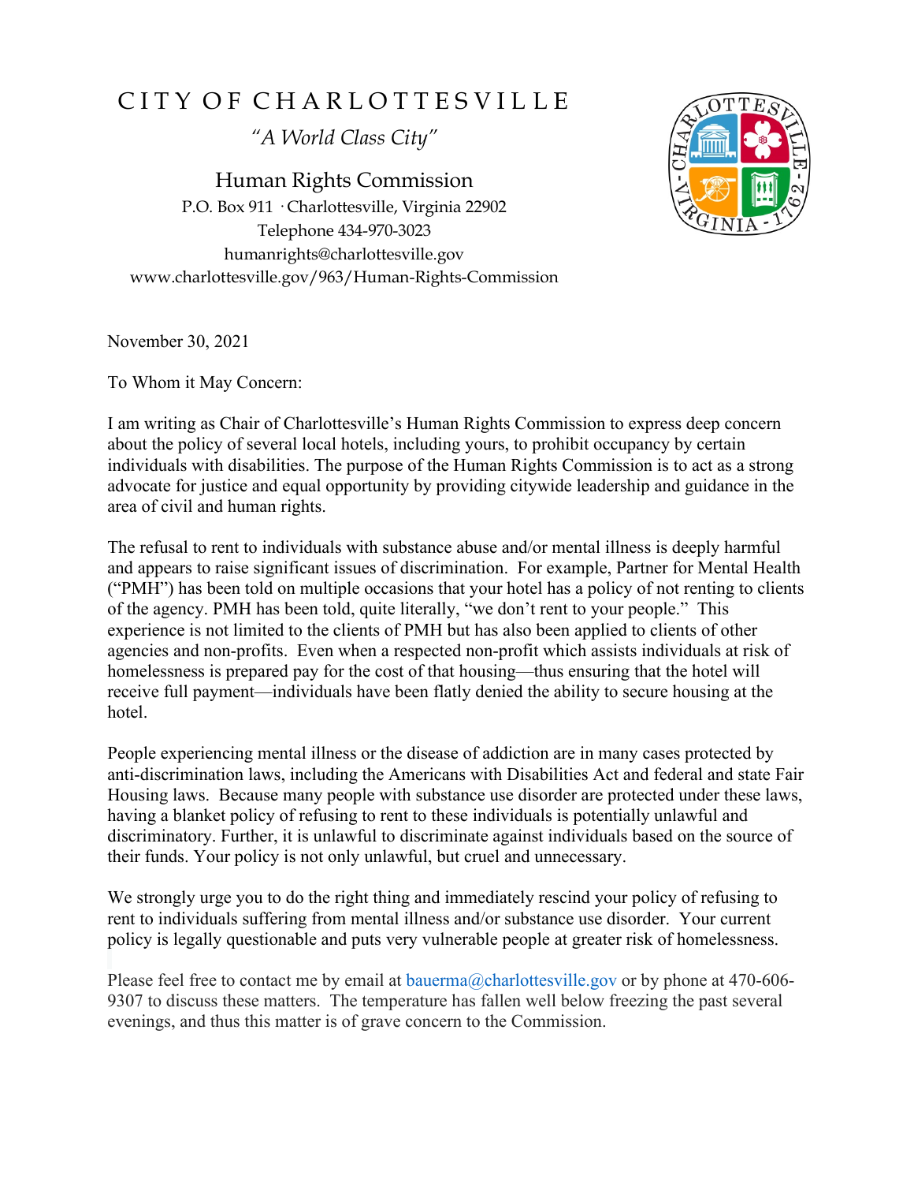# CITY OF CHARLOTTESVILLE

*"A World Class City"*

## Human Rights Commission

P.O. Box 911 · Charlottesville, Virginia 22902
Telephone 434-970-3023
humanrights@charlottesville.gov
www.charlottesville.gov/963/Human-Rights-Commission

November 30, 2021

To Whom it May Concern:

I am writing as Chair of Charlottesville's Human Rights Commission to express deep concern about the policy of several local hotels, including yours, to prohibit occupancy by certain individuals with disabilities. The purpose of the Human Rights Commission is to act as a strong advocate for justice and equal opportunity by providing citywide leadership and guidance in the area of civil and human rights.

The refusal to rent to individuals with substance abuse and/or mental illness is deeply harmful and appears to raise significant issues of discrimination. For example, Partner for Mental Health ("PMH") has been told on multiple occasions that your hotel has a policy of not renting to clients of the agency. PMH has been told, quite literally, "we don't rent to your people." This experience is not limited to the clients of PMH but has also been applied to clients of other agencies and non-profits. Even when a respected non-profit which assists individuals at risk of homelessness is prepared pay for the cost of that housing—thus ensuring that the hotel will receive full payment—individuals have been flatly denied the ability to secure housing at the hotel.

People experiencing mental illness or the disease of addiction are in many cases protected by anti-discrimination laws, including the Americans with Disabilities Act and federal and state Fair Housing laws. Because many people with substance use disorder are protected under these laws, having a blanket policy of refusing to rent to these individuals is potentially unlawful and discriminatory. Further, it is unlawful to discriminate against individuals based on the source of their funds. Your policy is not only unlawful, but cruel and unnecessary.

We strongly urge you to do the right thing and immediately rescind your policy of refusing to rent to individuals suffering from mental illness and/or substance use disorder. Your current policy is legally questionable and puts very vulnerable people at greater risk of homelessness.

Please feel free to contact me by email at bauerma@charlottesville.gov or by phone at 470-606-9307 to discuss these matters. The temperature has fallen well below freezing the past several evenings, and thus this matter is of grave concern to the Commission.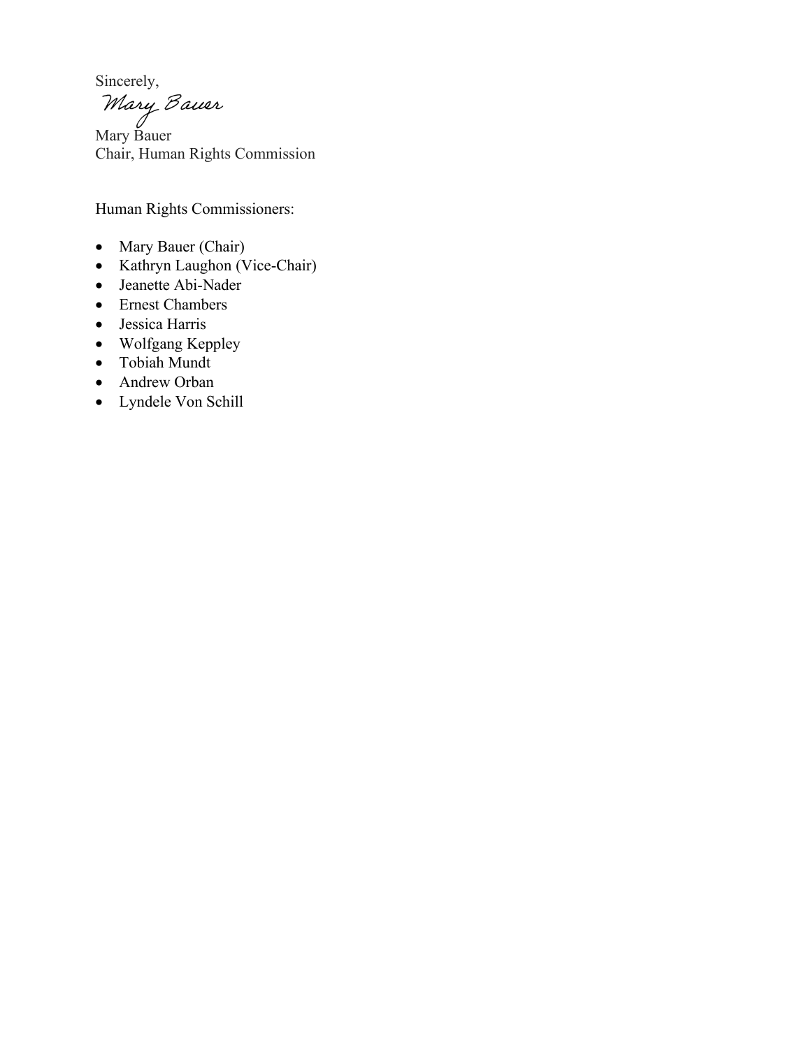Sincerely,

Mary Bauer

Mary Bauer
Chair, Human Rights Commission

Human Rights Commissioners:

- Mary Bauer (Chair)
- Kathryn Laughon (Vice-Chair)
- Jeanette Abi-Nader
- Ernest Chambers
- Jessica Harris
- Wolfgang Keppley
- Tobiah Mundt
- Andrew Orban
- Lyndele Von Schill